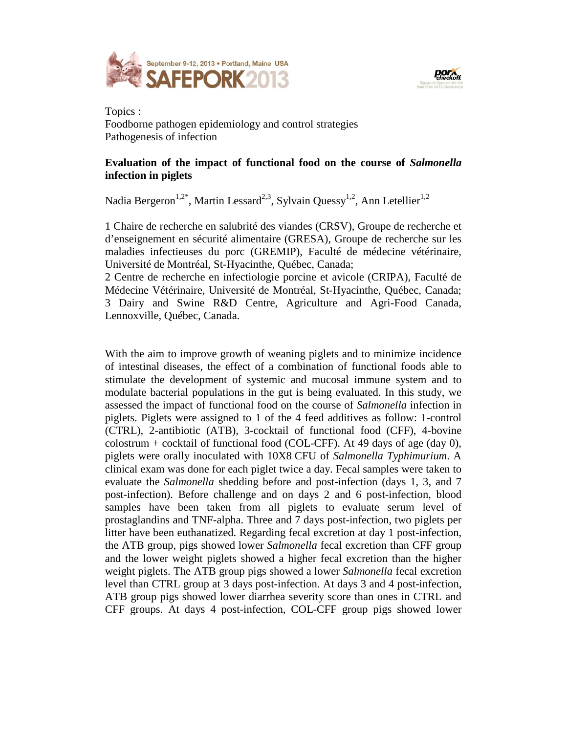Topics :
Foodborne pathogen epidemiology and control strategies
Pathogenesis of infection

**Evaluation of the impact of functional food on the course of *Salmonella* infection in piglets**

Nadia Bergeron[1,2*], Martin Lessard[2,3], Sylvain Quessy[1,2], Ann Letellier[1,2]

1 Chaire de recherche en salubrité des viandes (CRSV), Groupe de recherche et d'enseignement en sécurité alimentaire (GRESA), Groupe de recherche sur les maladies infectieuses du porc (GREMIP), Faculté de médecine vétérinaire, Université de Montréal, St-Hyacinthe, Québec, Canada;
2 Centre de recherche en infectiologie porcine et avicole (CRIPA), Faculté de Médecine Vétérinaire, Université de Montréal, St-Hyacinthe, Québec, Canada;
3 Dairy and Swine R&D Centre, Agriculture and Agri-Food Canada, Lennoxville, Québec, Canada.

With the aim to improve growth of weaning piglets and to minimize incidence of intestinal diseases, the effect of a combination of functional foods able to stimulate the development of systemic and mucosal immune system and to modulate bacterial populations in the gut is being evaluated. In this study, we assessed the impact of functional food on the course of *Salmonella* infection in piglets. Piglets were assigned to 1 of the 4 feed additives as follow: 1-control (CTRL), 2-antibiotic (ATB), 3-cocktail of functional food (CFF), 4-bovine colostrum + cocktail of functional food (COL-CFF). At 49 days of age (day 0), piglets were orally inoculated with 10X8 CFU of *Salmonella Typhimurium*. A clinical exam was done for each piglet twice a day. Fecal samples were taken to evaluate the *Salmonella* shedding before and post-infection (days 1, 3, and 7 post-infection). Before challenge and on days 2 and 6 post-infection, blood samples have been taken from all piglets to evaluate serum level of prostaglandins and TNF-alpha. Three and 7 days post-infection, two piglets per litter have been euthanatized. Regarding fecal excretion at day 1 post-infection, the ATB group, pigs showed lower *Salmonella* fecal excretion than CFF group and the lower weight piglets showed a higher fecal excretion than the higher weight piglets. The ATB group pigs showed a lower *Salmonella* fecal excretion level than CTRL group at 3 days post-infection. At days 3 and 4 post-infection, ATB group pigs showed lower diarrhea severity score than ones in CTRL and CFF groups. At days 4 post-infection, COL-CFF group pigs showed lower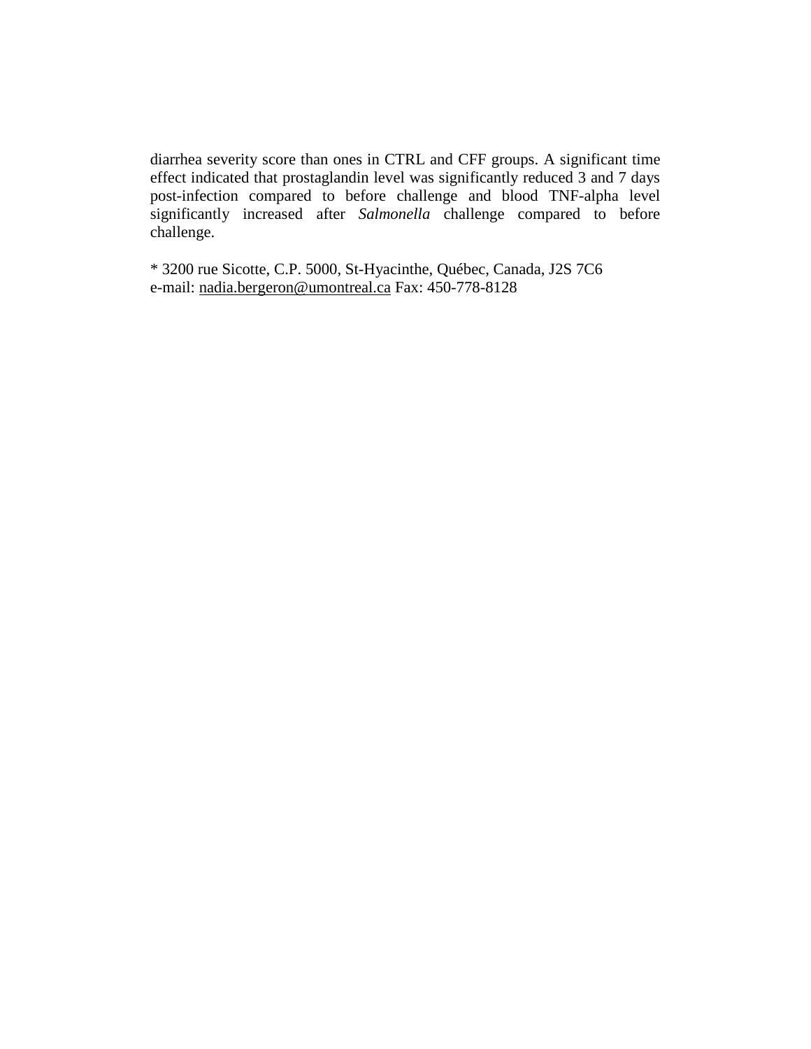diarrhea severity score than ones in CTRL and CFF groups. A significant time effect indicated that prostaglandin level was significantly reduced 3 and 7 days post-infection compared to before challenge and blood TNF-alpha level significantly increased after *Salmonella* challenge compared to before challenge.

* 3200 rue Sicotte, C.P. 5000, St-Hyacinthe, Québec, Canada, J2S 7C6
e-mail: nadia.bergeron@umontreal.ca Fax: 450-778-8128